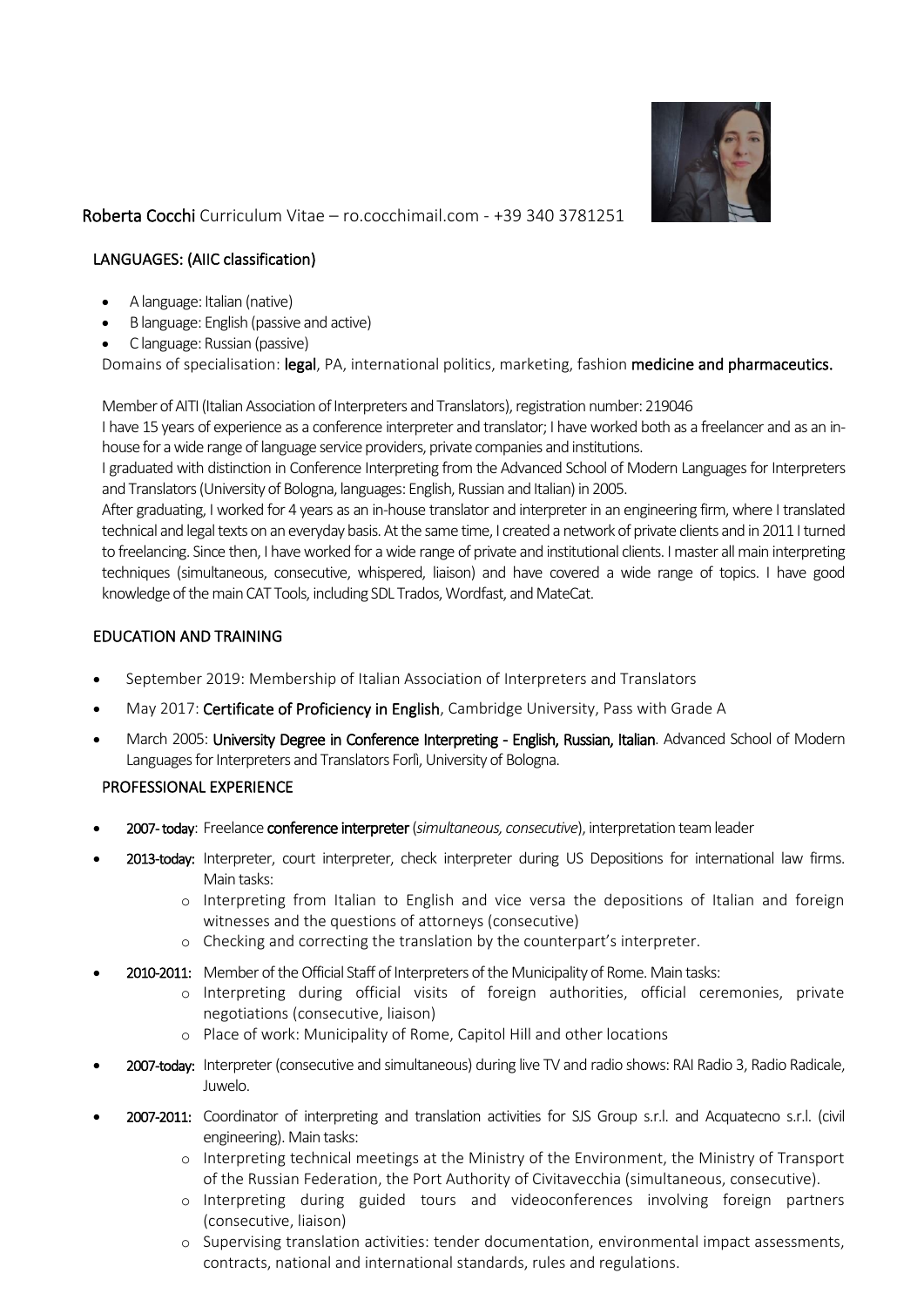**Roberta Cocchi** Curriculum Vitae – ro.cocchimail.com - +39 340 3781251

## LANGUAGES: (AIIC classification)

- A language: Italian (native)
- B language: English (passive and active)
- C language: Russian (passive)

Domains of specialisation: **legal**, PA, international politics, marketing, fashion **medicine and pharmaceutics.**

Member of AITI (Italian Association of Interpreters and Translators), registration number: 219046

I have 15 years of experience as a conference interpreter and translator; I have worked both as a freelancer and as an in-house for a wide range of language service providers, private companies and institutions.

I graduated with distinction in Conference Interpreting from the Advanced School of Modern Languages for Interpreters and Translators (University of Bologna, languages: English, Russian and Italian) in 2005.

After graduating, I worked for 4 years as an in-house translator and interpreter in an engineering firm, where I translated technical and legal texts on an everyday basis. At the same time, I created a network of private clients and in 2011 I turned to freelancing. Since then, I have worked for a wide range of private and institutional clients. I master all main interpreting techniques (simultaneous, consecutive, whispered, liaison) and have covered a wide range of topics. I have good knowledge of the main CAT Tools, including SDL Trados, Wordfast, and MateCat.

## EDUCATION AND TRAINING

- September 2019: Membership of Italian Association of Interpreters and Translators
- May 2017: **Certificate of Proficiency in English**, Cambridge University, Pass with Grade A
- March 2005: **University Degree in Conference Interpreting - English, Russian, Italian**. Advanced School of Modern Languages for Interpreters and Translators Forlì, University of Bologna.

## PROFESSIONAL EXPERIENCE

- **2007- today**: Freelance **conference interpreter** (*simultaneous, consecutive*), interpretation team leader
- **2013-today:** Interpreter, court interpreter, check interpreter during US Depositions for international law firms. Main tasks:
  - Interpreting from Italian to English and vice versa the depositions of Italian and foreign witnesses and the questions of attorneys (consecutive)
  - Checking and correcting the translation by the counterpart's interpreter.
- **2010-2011:** Member of the Official Staff of Interpreters of the Municipality of Rome. Main tasks:
  - Interpreting during official visits of foreign authorities, official ceremonies, private negotiations (consecutive, liaison)
  - Place of work: Municipality of Rome, Capitol Hill and other locations
- **2007-today:** Interpreter (consecutive and simultaneous) during live TV and radio shows: RAI Radio 3, Radio Radicale, Juwelo.
- **2007-2011:** Coordinator of interpreting and translation activities for SJS Group s.r.l. and Acquatecno s.r.l. (civil engineering). Main tasks:
  - Interpreting technical meetings at the Ministry of the Environment, the Ministry of Transport of the Russian Federation, the Port Authority of Civitavecchia (simultaneous, consecutive).
  - Interpreting during guided tours and videoconferences involving foreign partners (consecutive, liaison)
  - Supervising translation activities: tender documentation, environmental impact assessments, contracts, national and international standards, rules and regulations.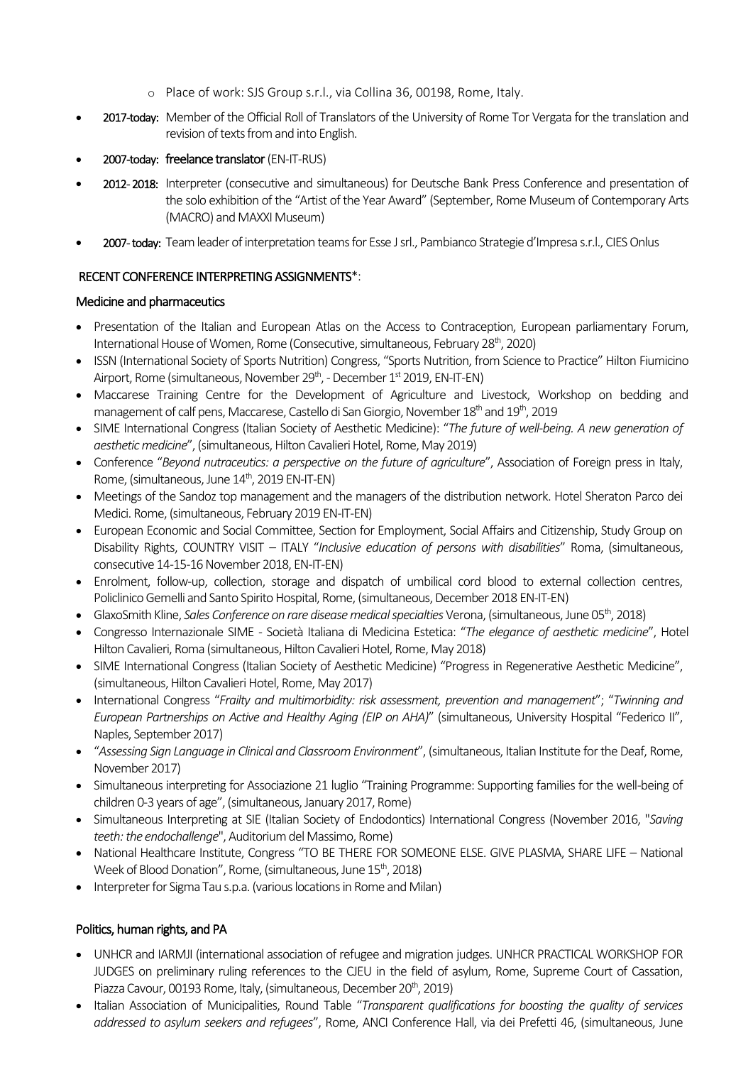- Place of work: SJS Group s.r.l., via Collina 36, 00198, Rome, Italy.

- **2017-today:** Member of the Official Roll of Translators of the University of Rome Tor Vergata for the translation and revision of texts from and into English.
- **2007-today:** **freelance translator** (EN-IT-RUS)
- **2012- 2018:** Interpreter (consecutive and simultaneous) for Deutsche Bank Press Conference and presentation of the solo exhibition of the "Artist of the Year Award" (September, Rome Museum of Contemporary Arts (MACRO) and MAXXI Museum)
- **2007- today:** Team leader of interpretation teams for Esse J srl., Pambianco Strategie d'Impresa s.r.l., CIES Onlus

## RECENT CONFERENCE INTERPRETING ASSIGNMENTS*:

### Medicine and pharmaceutics

- Presentation of the Italian and European Atlas on the Access to Contraception, European parliamentary Forum, International House of Women, Rome (Consecutive, simultaneous, February 28th, 2020)
- ISSN (International Society of Sports Nutrition) Congress, "Sports Nutrition, from Science to Practice" Hilton Fiumicino Airport, Rome (simultaneous, November 29th, - December 1st 2019, EN-IT-EN)
- Maccarese Training Centre for the Development of Agriculture and Livestock, Workshop on bedding and management of calf pens, Maccarese, Castello di San Giorgio, November 18th and 19th, 2019
- SIME International Congress (Italian Society of Aesthetic Medicine): "*The future of well-being. A new generation of aesthetic medicine*", (simultaneous, Hilton Cavalieri Hotel, Rome, May 2019)
- Conference "*Beyond nutraceutics: a perspective on the future of agriculture*", Association of Foreign press in Italy, Rome, (simultaneous, June 14th, 2019 EN-IT-EN)
- Meetings of the Sandoz top management and the managers of the distribution network. Hotel Sheraton Parco dei Medici. Rome, (simultaneous, February 2019 EN-IT-EN)
- European Economic and Social Committee, Section for Employment, Social Affairs and Citizenship, Study Group on Disability Rights, COUNTRY VISIT – ITALY "*Inclusive education of persons with disabilities*" Roma, (simultaneous, consecutive 14-15-16 November 2018, EN-IT-EN)
- Enrolment, follow-up, collection, storage and dispatch of umbilical cord blood to external collection centres, Policlinico Gemelli and Santo Spirito Hospital, Rome, (simultaneous, December 2018 EN-IT-EN)
- GlaxoSmith Kline, *Sales Conference on rare disease medical specialties* Verona, (simultaneous, June 05th, 2018)
- Congresso Internazionale SIME - Società Italiana di Medicina Estetica: "*The elegance of aesthetic medicine*", Hotel Hilton Cavalieri, Roma (simultaneous, Hilton Cavalieri Hotel, Rome, May 2018)
- SIME International Congress (Italian Society of Aesthetic Medicine) "Progress in Regenerative Aesthetic Medicine", (simultaneous, Hilton Cavalieri Hotel, Rome, May 2017)
- International Congress "*Frailty and multimorbidity: risk assessment, prevention and management*"; "*Twinning and European Partnerships on Active and Healthy Aging (EIP on AHA)*" (simultaneous, University Hospital "Federico II", Naples, September 2017)
- "*Assessing Sign Language in Clinical and Classroom Environment*", (simultaneous, Italian Institute for the Deaf, Rome, November 2017)
- Simultaneous interpreting for Associazione 21 luglio "Training Programme: Supporting families for the well-being of children 0-3 years of age", (simultaneous, January 2017, Rome)
- Simultaneous Interpreting at SIE (Italian Society of Endodontics) International Congress (November 2016, "*Saving teeth: the endochallenge*", Auditorium del Massimo, Rome)
- National Healthcare Institute, Congress "TO BE THERE FOR SOMEONE ELSE. GIVE PLASMA, SHARE LIFE – National Week of Blood Donation", Rome, (simultaneous, June 15th, 2018)
- Interpreter for Sigma Tau s.p.a. (various locations in Rome and Milan)

### Politics, human rights, and PA

- UNHCR and IARMJI (international association of refugee and migration judges. UNHCR PRACTICAL WORKSHOP FOR JUDGES on preliminary ruling references to the CJEU in the field of asylum, Rome, Supreme Court of Cassation, Piazza Cavour, 00193 Rome, Italy, (simultaneous, December 20th, 2019)
- Italian Association of Municipalities, Round Table "*Transparent qualifications for boosting the quality of services addressed to asylum seekers and refugees*", Rome, ANCI Conference Hall, via dei Prefetti 46, (simultaneous, June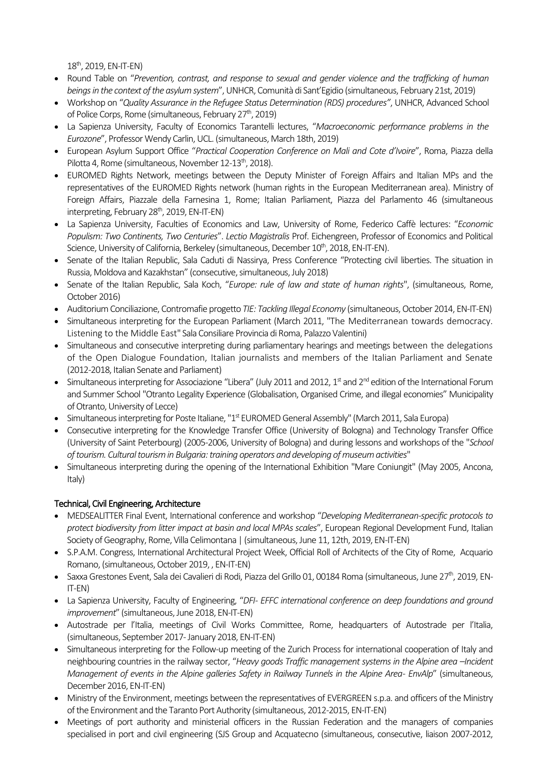18th, 2019, EN-IT-EN)

- Round Table on "*Prevention, contrast, and response to sexual and gender violence and the trafficking of human beings in the context of the asylum system*", UNHCR, Comunità di Sant'Egidio (simultaneous, February 21st, 2019)
- Workshop on "*Quality Assurance in the Refugee Status Determination (RDS) procedures"*, UNHCR, Advanced School of Police Corps, Rome (simultaneous, February 27th, 2019)
- La Sapienza University, Faculty of Economics Tarantelli lectures, "*Macroeconomic performance problems in the Eurozone*", Professor Wendy Carlin, UCL. (simultaneous, March 18th, 2019)
- European Asylum Support Office "*Practical Cooperation Conference on Mali and Cote d'Ivoire*", Roma, Piazza della Pilotta 4, Rome (simultaneous, November 12-13th, 2018).
- EUROMED Rights Network, meetings between the Deputy Minister of Foreign Affairs and Italian MPs and the representatives of the EUROMED Rights network (human rights in the European Mediterranean area). Ministry of Foreign Affairs, Piazzale della Farnesina 1, Rome; Italian Parliament, Piazza del Parlamento 46 (simultaneous interpreting, February 28th, 2019, EN-IT-EN)
- La Sapienza University, Faculties of Economics and Law, University of Rome, Federico Caffè lectures: "*Economic Populism: Two Continents, Two Centuries*". *Lectio Magistralis* Prof. Eichengreen, Professor of Economics and Political Science, University of California, Berkeley (simultaneous, December 10th, 2018, EN-IT-EN).
- Senate of the Italian Republic, Sala Caduti di Nassirya, Press Conference "Protecting civil liberties. The situation in Russia, Moldova and Kazakhstan" (consecutive, simultaneous, July 2018)
- Senate of the Italian Republic, Sala Koch, "*Europe: rule of law and state of human rights*", (simultaneous, Rome, October 2016)
- Auditorium Conciliazione, Contromafie progetto *TIE: Tackling Illegal Economy* (simultaneous, October 2014, EN-IT-EN)
- Simultaneous interpreting for the European Parliament (March 2011, "The Mediterranean towards democracy. Listening to the Middle East" Sala Consiliare Provincia di Roma, Palazzo Valentini)
- Simultaneous and consecutive interpreting during parliamentary hearings and meetings between the delegations of the Open Dialogue Foundation, Italian journalists and members of the Italian Parliament and Senate (2012-2018, Italian Senate and Parliament)
- Simultaneous interpreting for Associazione "Libera" (July 2011 and 2012, 1st and 2nd edition of the International Forum and Summer School "Otranto Legality Experience (Globalisation, Organised Crime, and illegal economies" Municipality of Otranto, University of Lecce)
- Simultaneous interpreting for Poste Italiane, "1st EUROMED General Assembly" (March 2011, Sala Europa)
- Consecutive interpreting for the Knowledge Transfer Office (University of Bologna) and Technology Transfer Office (University of Saint Peterbourg) (2005-2006, University of Bologna) and during lessons and workshops of the "*School of tourism. Cultural tourism in Bulgaria: training operators and developing of museum activities*"
- Simultaneous interpreting during the opening of the International Exhibition "Mare Coniungit" (May 2005, Ancona, Italy)

## Technical, Civil Engineering, Architecture

- MEDSEALITTER Final Event, International conference and workshop "*Developing Mediterranean-specific protocols to protect biodiversity from litter impact at basin and local MPAs scales*", European Regional Development Fund, Italian Society of Geography, Rome, Villa Celimontana | (simultaneous, June 11, 12th, 2019, EN-IT-EN)
- S.P.A.M. Congress, International Architectural Project Week, Official Roll of Architects of the City of Rome, Acquario Romano, (simultaneous, October 2019, , EN-IT-EN)
- Saxxa Grestones Event, Sala dei Cavalieri di Rodi, Piazza del Grillo 01, 00184 Roma (simultaneous, June 27th, 2019, EN-IT-EN)
- La Sapienza University, Faculty of Engineering, "*DFI- EFFC international conference on deep foundations and ground improvement*" (simultaneous, June 2018, EN-IT-EN)
- Autostrade per l'Italia, meetings of Civil Works Committee, Rome, headquarters of Autostrade per l'Italia, (simultaneous, September 2017- January 2018, EN-IT-EN)
- Simultaneous interpreting for the Follow-up meeting of the Zurich Process for international cooperation of Italy and neighbouring countries in the railway sector, "*Heavy goods Traffic management systems in the Alpine area –Incident Management of events in the Alpine galleries Safety in Railway Tunnels in the Alpine Area- EnvAlp*" (simultaneous, December 2016, EN-IT-EN)
- Ministry of the Environment, meetings between the representatives of EVERGREEN s.p.a. and officers of the Ministry of the Environment and the Taranto Port Authority (simultaneous, 2012-2015, EN-IT-EN)
- Meetings of port authority and ministerial officers in the Russian Federation and the managers of companies specialised in port and civil engineering (SJS Group and Acquatecno (simultaneous, consecutive, liaison 2007-2012,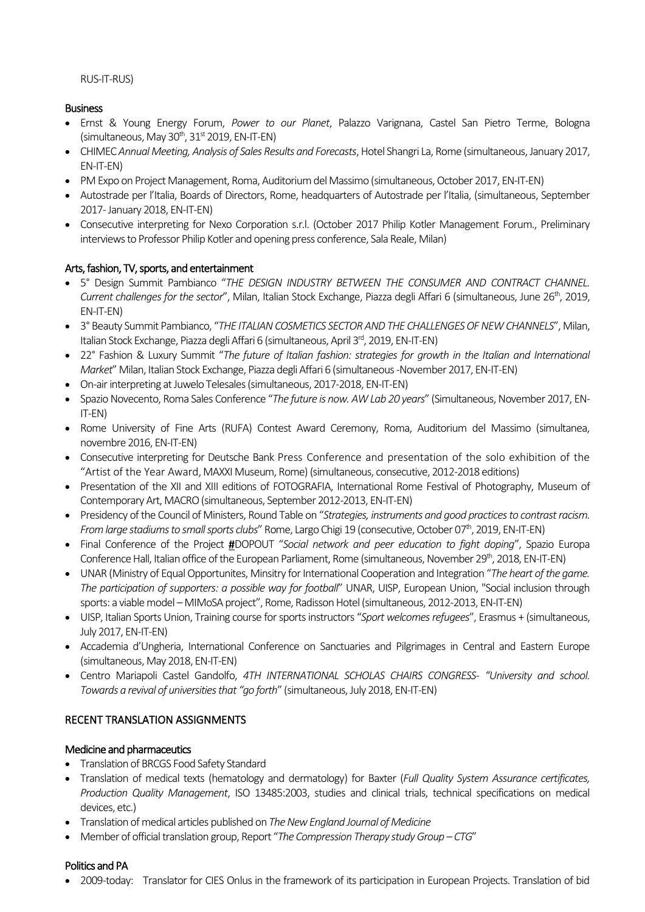RUS-IT-RUS)

#### Business

- Ernst & Young Energy Forum, *Power to our Planet*, Palazzo Varignana, Castel San Pietro Terme, Bologna (simultaneous, May 30th, 31st 2019, EN-IT-EN)
- CHIMEC *Annual Meeting, Analysis of Sales Results and Forecasts*, Hotel Shangri La, Rome (simultaneous, January 2017, EN-IT-EN)
- PM Expo on Project Management, Roma, Auditorium del Massimo (simultaneous, October 2017, EN-IT-EN)
- Autostrade per l'Italia, Boards of Directors, Rome, headquarters of Autostrade per l'Italia, (simultaneous, September 2017- January 2018, EN-IT-EN)
- Consecutive interpreting for Nexo Corporation s.r.l. (October 2017 Philip Kotler Management Forum., Preliminary interviews to Professor Philip Kotler and opening press conference, Sala Reale, Milan)

#### Arts, fashion, TV, sports, and entertainment

- 5° Design Summit Pambianco "*THE DESIGN INDUSTRY BETWEEN THE CONSUMER AND CONTRACT CHANNEL. Current challenges for the sector*", Milan, Italian Stock Exchange, Piazza degli Affari 6 (simultaneous, June 26th, 2019, EN-IT-EN)
- 3° Beauty Summit Pambianco, "*THE ITALIAN COSMETICS SECTOR AND THE CHALLENGES OF NEW CHANNELS*", Milan, Italian Stock Exchange, Piazza degli Affari 6 (simultaneous, April 3rd, 2019, EN-IT-EN)
- 22° Fashion & Luxury Summit "*The future of Italian fashion: strategies for growth in the Italian and International Market*" Milan, Italian Stock Exchange, Piazza degli Affari 6 (simultaneous -November 2017, EN-IT-EN)
- On-air interpreting at Juwelo Telesales (simultaneous, 2017-2018, EN-IT-EN)
- Spazio Novecento, Roma Sales Conference "*The future is now. AW Lab 20 years*" (Simultaneous, November 2017, EN-IT-EN)
- Rome University of Fine Arts (RUFA) Contest Award Ceremony, Roma, Auditorium del Massimo (simultanea, novembre 2016, EN-IT-EN)
- Consecutive interpreting for Deutsche Bank Press Conference and presentation of the solo exhibition of the "Artist of the Year Award, MAXXI Museum, Rome) (simultaneous, consecutive, 2012-2018 editions)
- Presentation of the XII and XIII editions of FOTOGRAFIA, International Rome Festival of Photography, Museum of Contemporary Art, MACRO (simultaneous, September 2012-2013, EN-IT-EN)
- Presidency of the Council of Ministers, Round Table on "*Strategies, instruments and good practices to contrast racism. From large stadiums to small sports clubs*" Rome, Largo Chigi 19 (consecutive, October 07th, 2019, EN-IT-EN)
- Final Conference of the Project **#**DOPOUT "*Social network and peer education to fight doping*", Spazio Europa Conference Hall, Italian office of the European Parliament, Rome (simultaneous, November 29th, 2018, EN-IT-EN)
- UNAR (Ministry of Equal Opportunites, Minsitry for International Cooperation and Integration "*The heart of the game. The participation of supporters: a possible way for football*" UNAR, UISP, European Union, "Social inclusion through sports: a viable model – MIMoSA project", Rome, Radisson Hotel (simultaneous, 2012-2013, EN-IT-EN)
- UISP, Italian Sports Union, Training course for sports instructors "*Sport welcomes refugees*", Erasmus + (simultaneous, July 2017, EN-IT-EN)
- Accademia d'Ungheria, International Conference on Sanctuaries and Pilgrimages in Central and Eastern Europe (simultaneous, May 2018, EN-IT-EN)
- Centro Mariapoli Castel Gandolfo, *4TH INTERNATIONAL SCHOLAS CHAIRS CONGRESS- "University and school. Towards a revival of universities that "go forth"*" (simultaneous, July 2018, EN-IT-EN)

### RECENT TRANSLATION ASSIGNMENTS

#### Medicine and pharmaceutics

- Translation of BRCGS Food Safety Standard
- Translation of medical texts (hematology and dermatology) for Baxter (*Full Quality System Assurance certificates, Production Quality Management*, ISO 13485:2003, studies and clinical trials, technical specifications on medical devices, etc.)
- Translation of medical articles published on *The New England Journal of Medicine*
- Member of official translation group, Report "*The Compression Therapy study Group – CTG*"

#### Politics and PA

- 2009-today: Translator for CIES Onlus in the framework of its participation in European Projects. Translation of bid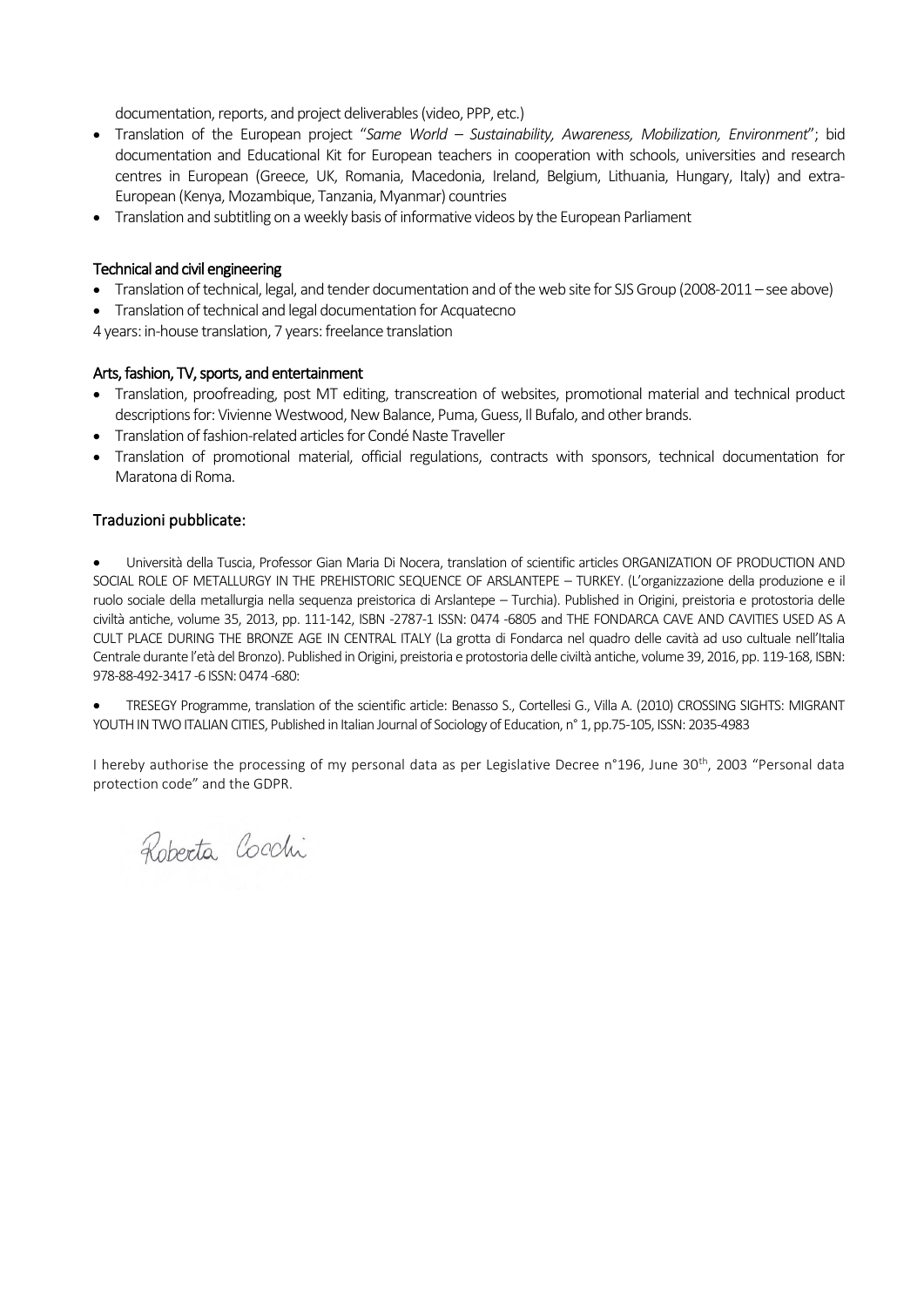documentation, reports, and project deliverables (video, PPP, etc.)

- Translation of the European project "*Same World – Sustainability, Awareness, Mobilization, Environment*"; bid documentation and Educational Kit for European teachers in cooperation with schools, universities and research centres in European (Greece, UK, Romania, Macedonia, Ireland, Belgium, Lithuania, Hungary, Italy) and extra-European (Kenya, Mozambique, Tanzania, Myanmar) countries
- Translation and subtitling on a weekly basis of informative videos by the European Parliament

### Technical and civil engineering

- Translation of technical, legal, and tender documentation and of the web site for SJS Group (2008-2011 – see above)
- Translation of technical and legal documentation for Acquatecno

4 years: in-house translation, 7 years: freelance translation

### Arts, fashion, TV, sports, and entertainment

- Translation, proofreading, post MT editing, transcreation of websites, promotional material and technical product descriptions for: Vivienne Westwood, New Balance, Puma, Guess, Il Bufalo, and other brands.
- Translation of fashion-related articles for Condé Naste Traveller
- Translation of promotional material, official regulations, contracts with sponsors, technical documentation for Maratona di Roma.

## Traduzioni pubblicate:

- Università della Tuscia, Professor Gian Maria Di Nocera, translation of scientific articles ORGANIZATION OF PRODUCTION AND SOCIAL ROLE OF METALLURGY IN THE PREHISTORIC SEQUENCE OF ARSLANTEPE – TURKEY. (L'organizzazione della produzione e il ruolo sociale della metallurgia nella sequenza preistorica di Arslantepe – Turchia). Published in Origini, preistoria e protostoria delle civiltà antiche, volume 35, 2013, pp. 111-142, ISBN -2787-1 ISSN: 0474 -6805 and THE FONDARCA CAVE AND CAVITIES USED AS A CULT PLACE DURING THE BRONZE AGE IN CENTRAL ITALY (La grotta di Fondarca nel quadro delle cavità ad uso cultuale nell'Italia Centrale durante l'età del Bronzo). Published in Origini, preistoria e protostoria delle civiltà antiche, volume 39, 2016, pp. 119-168, ISBN: 978-88-492-3417 -6 ISSN: 0474 -680:

- TRESEGY Programme, translation of the scientific article: Benasso S., Cortellesi G., Villa A. (2010) CROSSING SIGHTS: MIGRANT YOUTH IN TWO ITALIAN CITIES, Published in Italian Journal of Sociology of Education, n° 1, pp.75-105, ISSN: 2035-4983

I hereby authorise the processing of my personal data as per Legislative Decree n°196, June 30th, 2003 "Personal data protection code" and the GDPR.

Roberta Cocchi